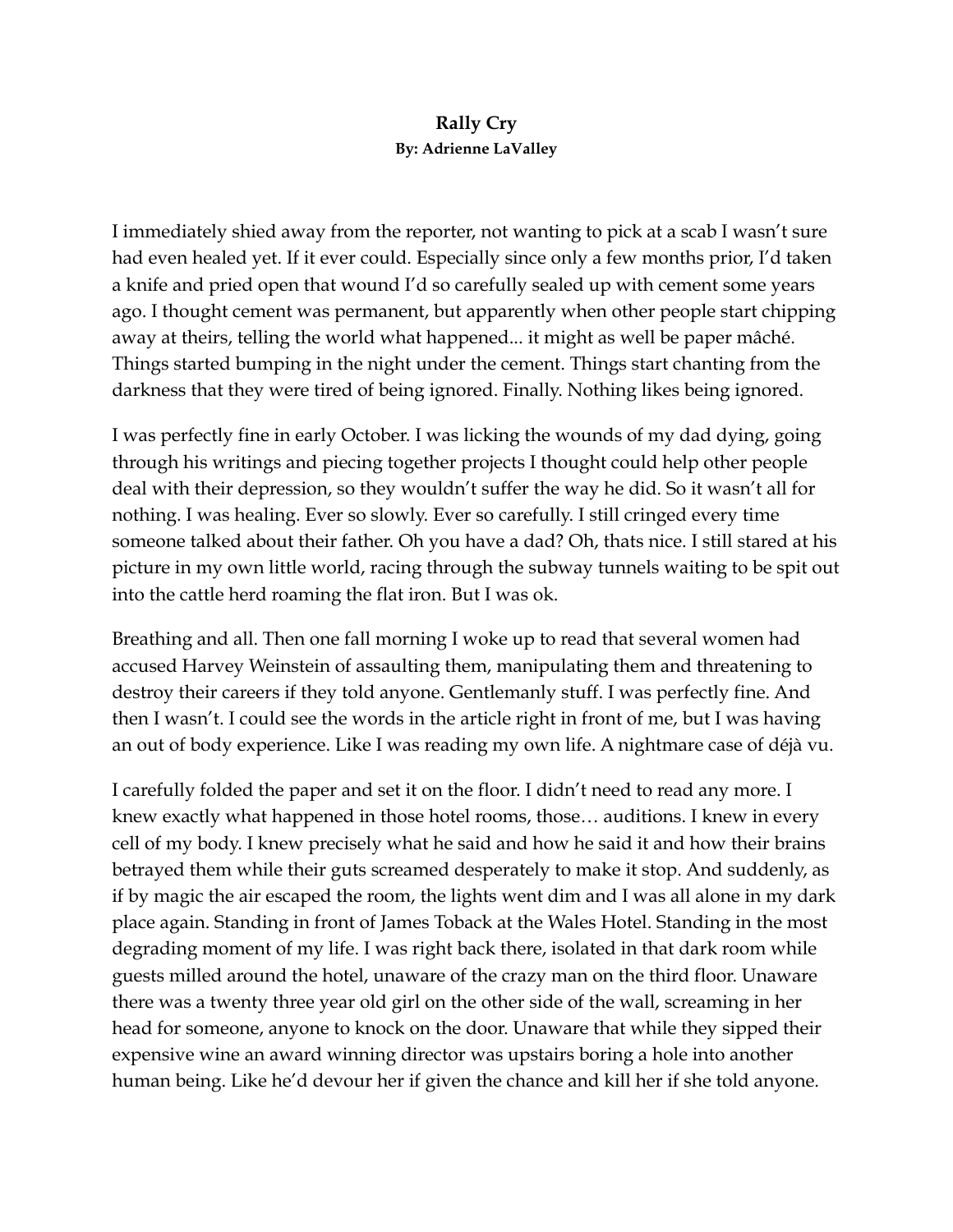# Rally Cry

**By: Adrienne LaValley**

I immediately shied away from the reporter, not wanting to pick at a scab I wasn't sure had even healed yet. If it ever could. Especially since only a few months prior, I'd taken a knife and pried open that wound I'd so carefully sealed up with cement some years ago. I thought cement was permanent, but apparently when other people start chipping away at theirs, telling the world what happened... it might as well be paper mâché. Things started bumping in the night under the cement. Things start chanting from the darkness that they were tired of being ignored. Finally. Nothing likes being ignored.

I was perfectly fine in early October. I was licking the wounds of my dad dying, going through his writings and piecing together projects I thought could help other people deal with their depression, so they wouldn't suffer the way he did. So it wasn't all for nothing. I was healing. Ever so slowly. Ever so carefully. I still cringed every time someone talked about their father. Oh you have a dad? Oh, thats nice. I still stared at his picture in my own little world, racing through the subway tunnels waiting to be spit out into the cattle herd roaming the flat iron. But I was ok.

Breathing and all. Then one fall morning I woke up to read that several women had accused Harvey Weinstein of assaulting them, manipulating them and threatening to destroy their careers if they told anyone. Gentlemanly stuff. I was perfectly fine. And then I wasn't. I could see the words in the article right in front of me, but I was having an out of body experience. Like I was reading my own life. A nightmare case of déjà vu.

I carefully folded the paper and set it on the floor. I didn't need to read any more. I knew exactly what happened in those hotel rooms, those… auditions. I knew in every cell of my body. I knew precisely what he said and how he said it and how their brains betrayed them while their guts screamed desperately to make it stop. And suddenly, as if by magic the air escaped the room, the lights went dim and I was all alone in my dark place again. Standing in front of James Toback at the Wales Hotel. Standing in the most degrading moment of my life. I was right back there, isolated in that dark room while guests milled around the hotel, unaware of the crazy man on the third floor. Unaware there was a twenty three year old girl on the other side of the wall, screaming in her head for someone, anyone to knock on the door. Unaware that while they sipped their expensive wine an award winning director was upstairs boring a hole into another human being. Like he'd devour her if given the chance and kill her if she told anyone.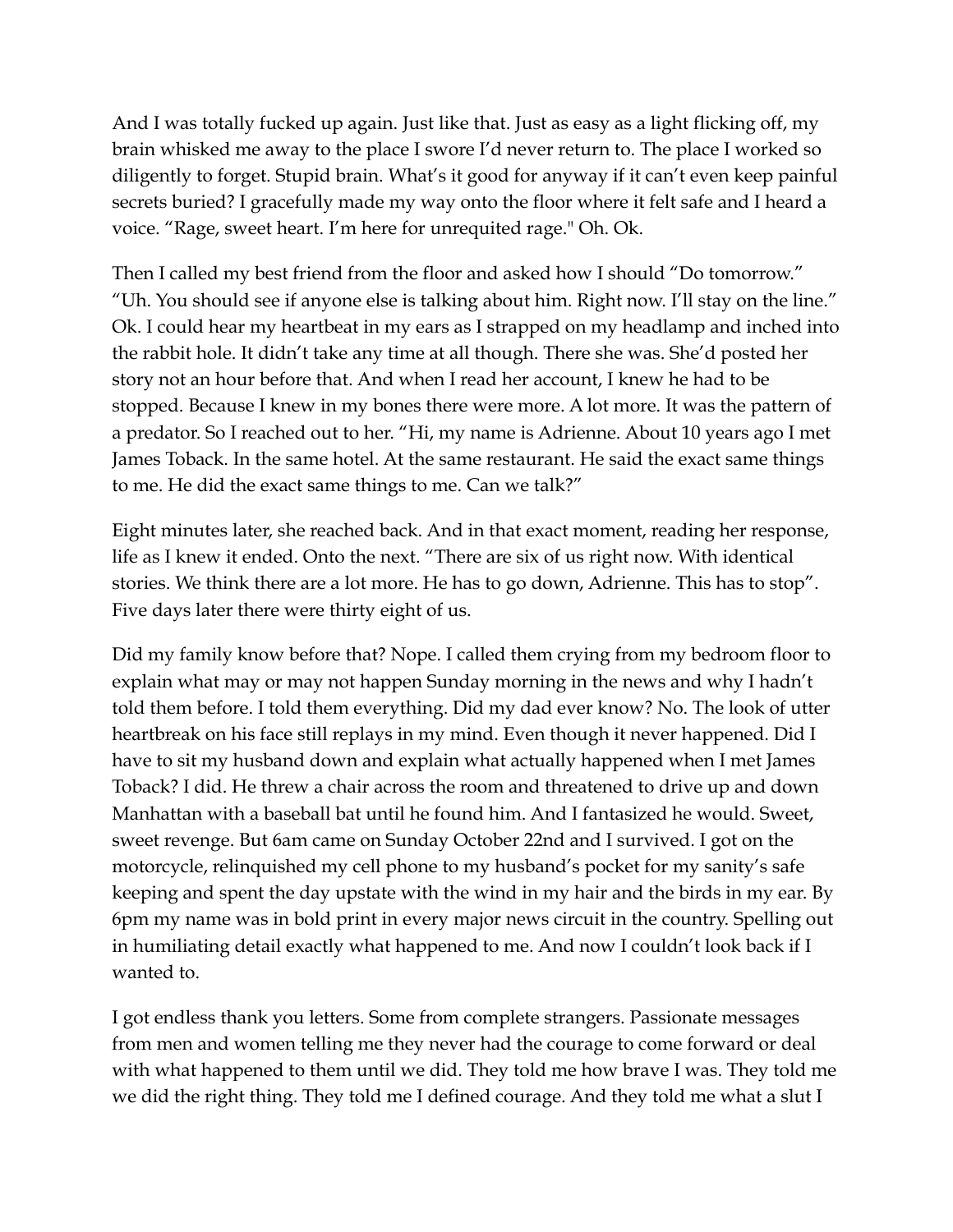And I was totally fucked up again. Just like that. Just as easy as a light flicking off, my brain whisked me away to the place I swore I'd never return to. The place I worked so diligently to forget. Stupid brain. What's it good for anyway if it can't even keep painful secrets buried? I gracefully made my way onto the floor where it felt safe and I heard a voice. "Rage, sweet heart. I'm here for unrequited rage." Oh. Ok.

Then I called my best friend from the floor and asked how I should "Do tomorrow." "Uh. You should see if anyone else is talking about him. Right now. I'll stay on the line." Ok. I could hear my heartbeat in my ears as I strapped on my headlamp and inched into the rabbit hole. It didn't take any time at all though. There she was. She'd posted her story not an hour before that. And when I read her account, I knew he had to be stopped. Because I knew in my bones there were more. A lot more. It was the pattern of a predator. So I reached out to her. "Hi, my name is Adrienne. About 10 years ago I met James Toback. In the same hotel. At the same restaurant. He said the exact same things to me. He did the exact same things to me. Can we talk?"

Eight minutes later, she reached back. And in that exact moment, reading her response, life as I knew it ended. Onto the next. "There are six of us right now. With identical stories. We think there are a lot more. He has to go down, Adrienne. This has to stop". Five days later there were thirty eight of us.

Did my family know before that? Nope. I called them crying from my bedroom floor to explain what may or may not happen Sunday morning in the news and why I hadn't told them before. I told them everything. Did my dad ever know? No. The look of utter heartbreak on his face still replays in my mind. Even though it never happened. Did I have to sit my husband down and explain what actually happened when I met James Toback? I did. He threw a chair across the room and threatened to drive up and down Manhattan with a baseball bat until he found him. And I fantasized he would. Sweet, sweet revenge. But 6am came on Sunday October 22nd and I survived. I got on the motorcycle, relinquished my cell phone to my husband's pocket for my sanity's safe keeping and spent the day upstate with the wind in my hair and the birds in my ear. By 6pm my name was in bold print in every major news circuit in the country. Spelling out in humiliating detail exactly what happened to me. And now I couldn't look back if I wanted to.

I got endless thank you letters. Some from complete strangers. Passionate messages from men and women telling me they never had the courage to come forward or deal with what happened to them until we did. They told me how brave I was. They told me we did the right thing. They told me I defined courage. And they told me what a slut I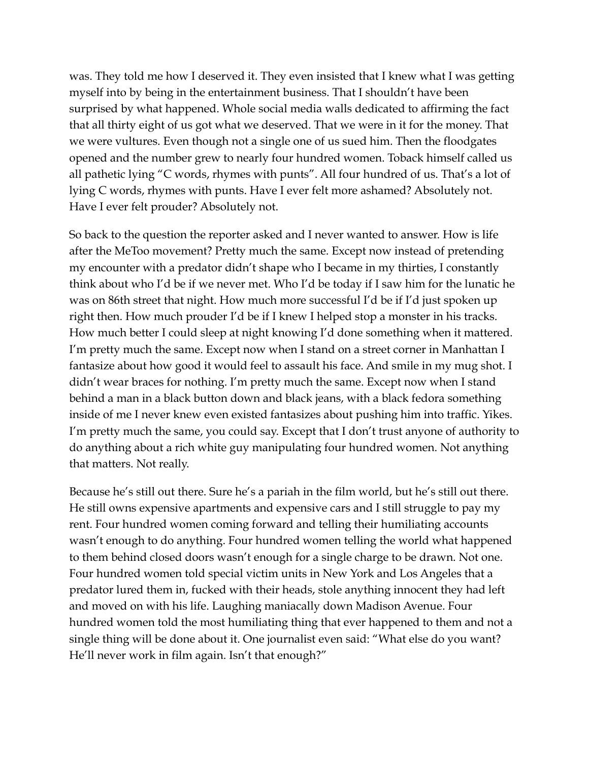was. They told me how I deserved it. They even insisted that I knew what I was getting myself into by being in the entertainment business. That I shouldn't have been surprised by what happened. Whole social media walls dedicated to affirming the fact that all thirty eight of us got what we deserved. That we were in it for the money. That we were vultures. Even though not a single one of us sued him. Then the floodgates opened and the number grew to nearly four hundred women. Toback himself called us all pathetic lying "C words, rhymes with punts". All four hundred of us. That's a lot of lying C words, rhymes with punts. Have I ever felt more ashamed? Absolutely not. Have I ever felt prouder? Absolutely not.

So back to the question the reporter asked and I never wanted to answer. How is life after the MeToo movement? Pretty much the same. Except now instead of pretending my encounter with a predator didn't shape who I became in my thirties, I constantly think about who I'd be if we never met. Who I'd be today if I saw him for the lunatic he was on 86th street that night. How much more successful I'd be if I'd just spoken up right then. How much prouder I'd be if I knew I helped stop a monster in his tracks. How much better I could sleep at night knowing I'd done something when it mattered. I'm pretty much the same. Except now when I stand on a street corner in Manhattan I fantasize about how good it would feel to assault his face. And smile in my mug shot. I didn't wear braces for nothing. I'm pretty much the same. Except now when I stand behind a man in a black button down and black jeans, with a black fedora something inside of me I never knew even existed fantasizes about pushing him into traffic. Yikes. I'm pretty much the same, you could say. Except that I don't trust anyone of authority to do anything about a rich white guy manipulating four hundred women. Not anything that matters. Not really.

Because he's still out there. Sure he's a pariah in the film world, but he's still out there. He still owns expensive apartments and expensive cars and I still struggle to pay my rent. Four hundred women coming forward and telling their humiliating accounts wasn't enough to do anything. Four hundred women telling the world what happened to them behind closed doors wasn't enough for a single charge to be drawn. Not one. Four hundred women told special victim units in New York and Los Angeles that a predator lured them in, fucked with their heads, stole anything innocent they had left and moved on with his life. Laughing maniacally down Madison Avenue. Four hundred women told the most humiliating thing that ever happened to them and not a single thing will be done about it. One journalist even said: "What else do you want? He'll never work in film again. Isn't that enough?"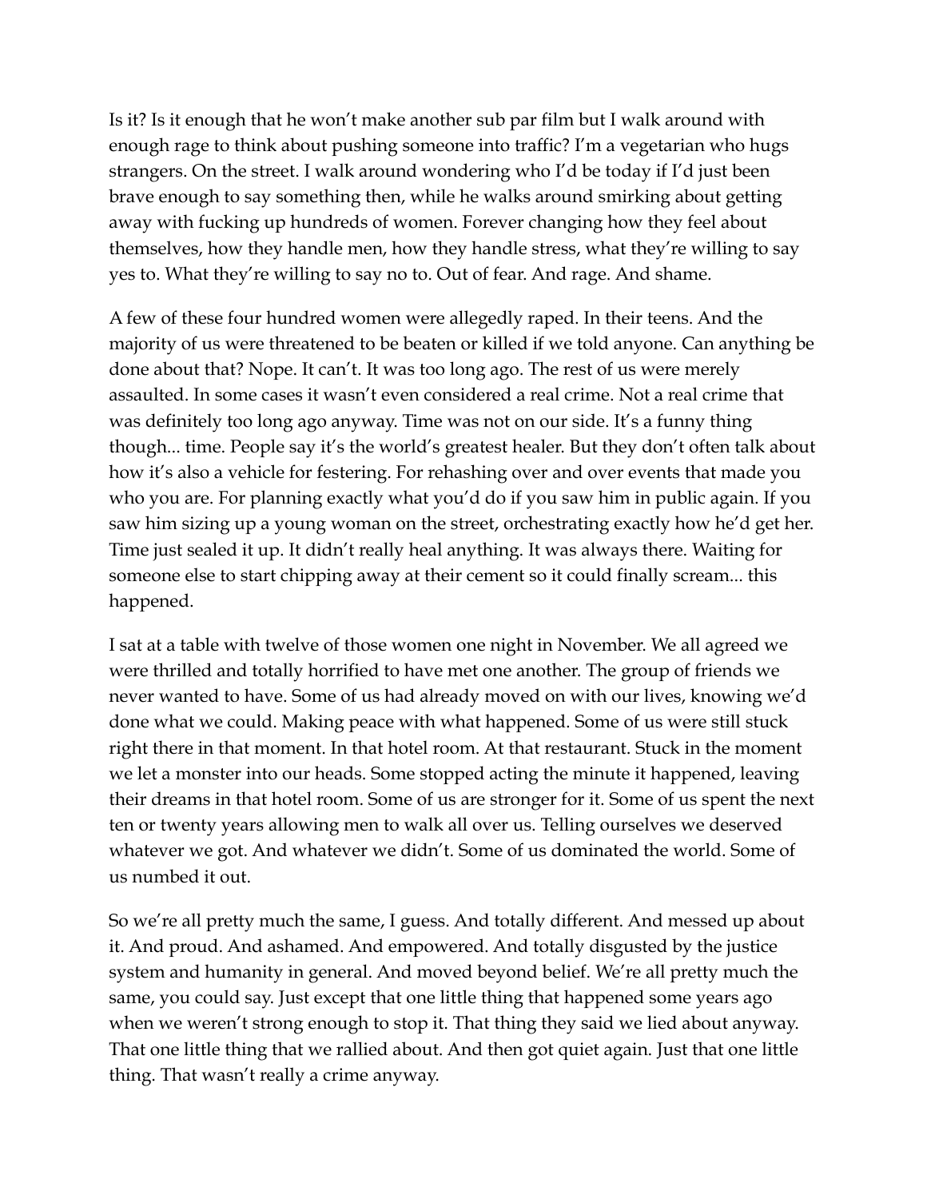Is it? Is it enough that he won't make another sub par film but I walk around with enough rage to think about pushing someone into traffic? I'm a vegetarian who hugs strangers. On the street. I walk around wondering who I'd be today if I'd just been brave enough to say something then, while he walks around smirking about getting away with fucking up hundreds of women. Forever changing how they feel about themselves, how they handle men, how they handle stress, what they're willing to say yes to. What they're willing to say no to. Out of fear. And rage. And shame.

A few of these four hundred women were allegedly raped. In their teens. And the majority of us were threatened to be beaten or killed if we told anyone. Can anything be done about that? Nope. It can't. It was too long ago. The rest of us were merely assaulted. In some cases it wasn't even considered a real crime. Not a real crime that was definitely too long ago anyway. Time was not on our side. It's a funny thing though... time. People say it's the world's greatest healer. But they don't often talk about how it's also a vehicle for festering. For rehashing over and over events that made you who you are. For planning exactly what you'd do if you saw him in public again. If you saw him sizing up a young woman on the street, orchestrating exactly how he'd get her. Time just sealed it up. It didn't really heal anything. It was always there. Waiting for someone else to start chipping away at their cement so it could finally scream... this happened.

I sat at a table with twelve of those women one night in November. We all agreed we were thrilled and totally horrified to have met one another. The group of friends we never wanted to have. Some of us had already moved on with our lives, knowing we'd done what we could. Making peace with what happened. Some of us were still stuck right there in that moment. In that hotel room. At that restaurant. Stuck in the moment we let a monster into our heads. Some stopped acting the minute it happened, leaving their dreams in that hotel room. Some of us are stronger for it. Some of us spent the next ten or twenty years allowing men to walk all over us. Telling ourselves we deserved whatever we got. And whatever we didn't. Some of us dominated the world. Some of us numbed it out.

So we're all pretty much the same, I guess. And totally different. And messed up about it. And proud. And ashamed. And empowered. And totally disgusted by the justice system and humanity in general. And moved beyond belief. We're all pretty much the same, you could say. Just except that one little thing that happened some years ago when we weren't strong enough to stop it. That thing they said we lied about anyway. That one little thing that we rallied about. And then got quiet again. Just that one little thing. That wasn't really a crime anyway.